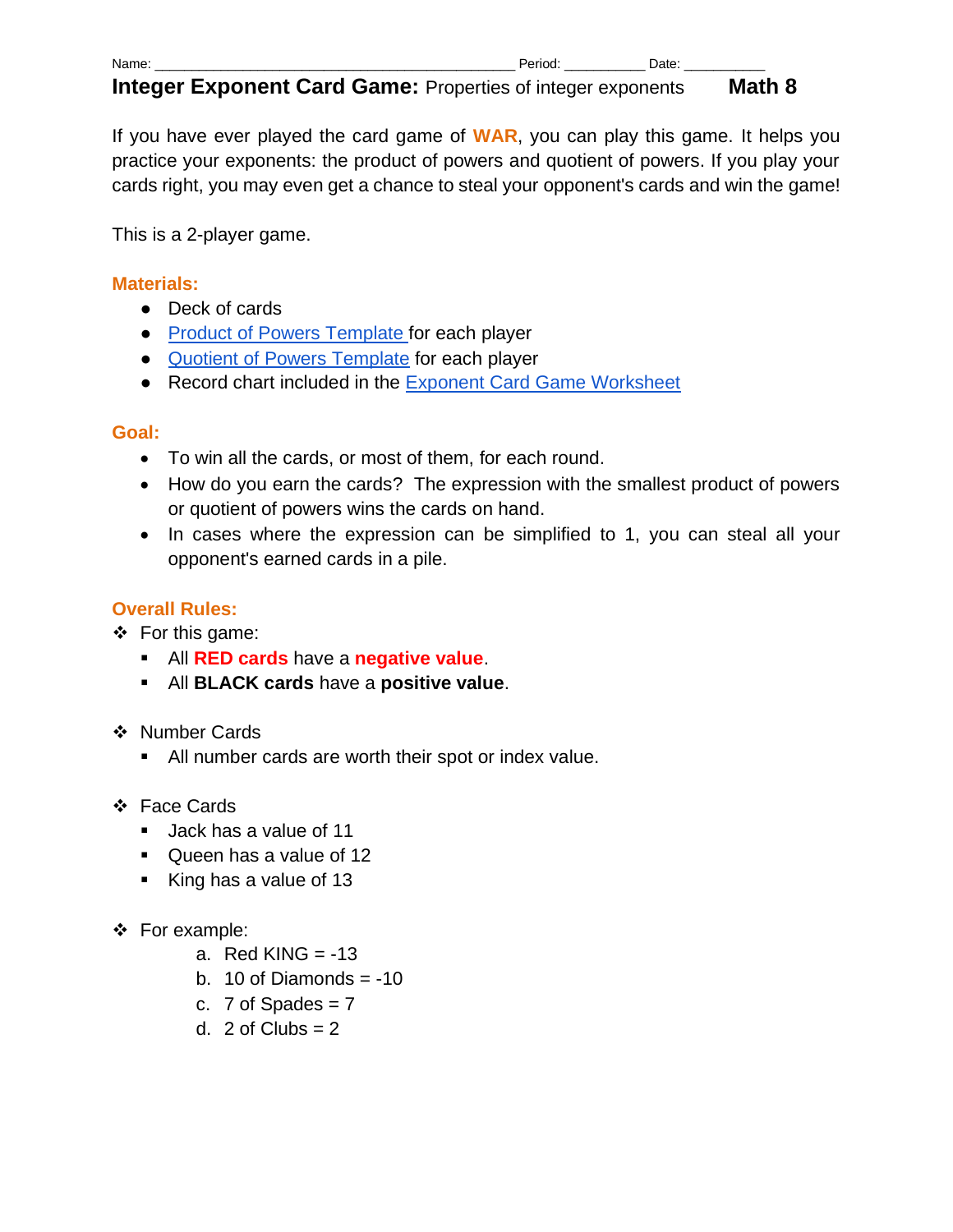Name: _____________________________________________ Period: __________ Date: ___________

# Integer Exponent Card Game: Properties of integer exponents **Math 8**

If you have ever played the card game of **WAR**, you can play this game. It helps you practice your exponents: the product of powers and quotient of powers. If you play your cards right, you may even get a chance to steal your opponent's cards and win the game!

This is a 2-player game.

## Materials:

- Deck of cards
- Product of Powers Template for each player
- Quotient of Powers Template for each player
- Record chart included in the Exponent Card Game Worksheet

## Goal:

- To win all the cards, or most of them, for each round.
- How do you earn the cards? The expression with the smallest product of powers or quotient of powers wins the cards on hand.
- In cases where the expression can be simplified to 1, you can steal all your opponent's earned cards in a pile.

## Overall Rules:

- For this game:
  - All **RED cards** have a **negative value**.
  - All **BLACK cards** have a **positive value**.

- Number Cards
  - All number cards are worth their spot or index value.

- Face Cards
  - Jack has a value of 11
  - Queen has a value of 12
  - King has a value of 13

- For example:
  a. Red KING = -13
  b. 10 of Diamonds = -10
  c. 7 of Spades = 7
  d. 2 of Clubs = 2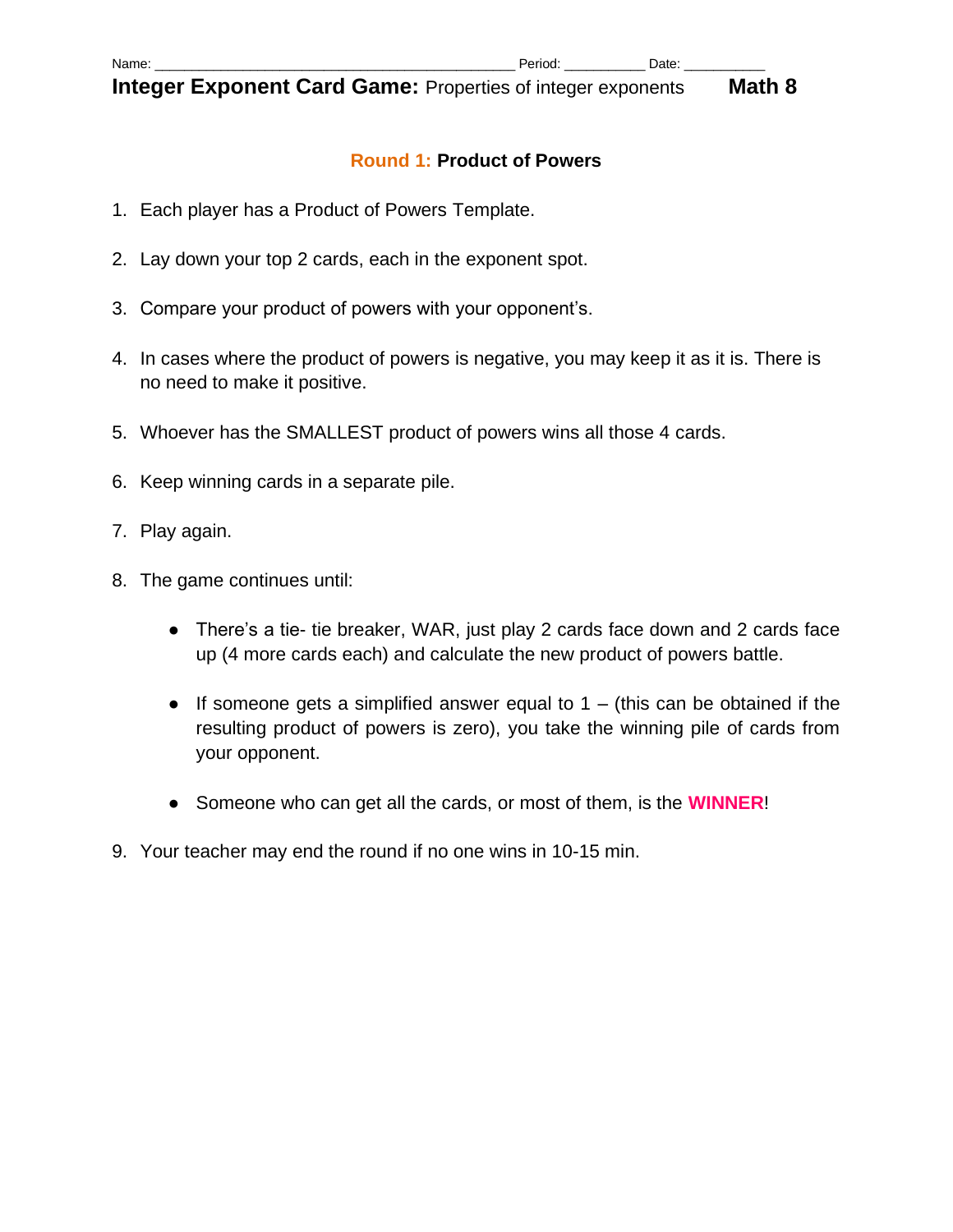Name: ____________________________________________ Period: __________ Date: ___________

**Integer Exponent Card Game:** Properties of integer exponents **Math 8**

## Round 1: Product of Powers

1. Each player has a Product of Powers Template.
2. Lay down your top 2 cards, each in the exponent spot.
3. Compare your product of powers with your opponent's.
4. In cases where the product of powers is negative, you may keep it as it is. There is no need to make it positive.
5. Whoever has the SMALLEST product of powers wins all those 4 cards.
6. Keep winning cards in a separate pile.
7. Play again.
8. The game continues until:
   - There's a tie- tie breaker, WAR, just play 2 cards face down and 2 cards face up (4 more cards each) and calculate the new product of powers battle.
   - If someone gets a simplified answer equal to 1 – (this can be obtained if the resulting product of powers is zero), you take the winning pile of cards from your opponent.
   - Someone who can get all the cards, or most of them, is the **WINNER**!
9. Your teacher may end the round if no one wins in 10-15 min.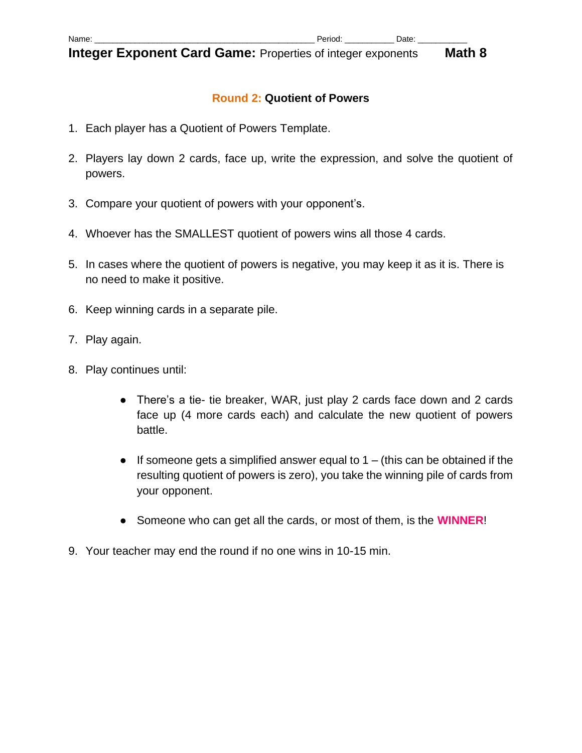Name: ___________________________________________ Period: __________ Date: __________

**Integer Exponent Card Game:** Properties of integer exponents **Math 8**

## Round 2: Quotient of Powers

1. Each player has a Quotient of Powers Template.
2. Players lay down 2 cards, face up, write the expression, and solve the quotient of powers.
3. Compare your quotient of powers with your opponent's.
4. Whoever has the SMALLEST quotient of powers wins all those 4 cards.
5. In cases where the quotient of powers is negative, you may keep it as it is. There is no need to make it positive.
6. Keep winning cards in a separate pile.
7. Play again.
8. Play continues until:
    - There's a tie- tie breaker, WAR, just play 2 cards face down and 2 cards face up (4 more cards each) and calculate the new quotient of powers battle.
    - If someone gets a simplified answer equal to 1 – (this can be obtained if the resulting quotient of powers is zero), you take the winning pile of cards from your opponent.
    - Someone who can get all the cards, or most of them, is the **WINNER**!
9. Your teacher may end the round if no one wins in 10-15 min.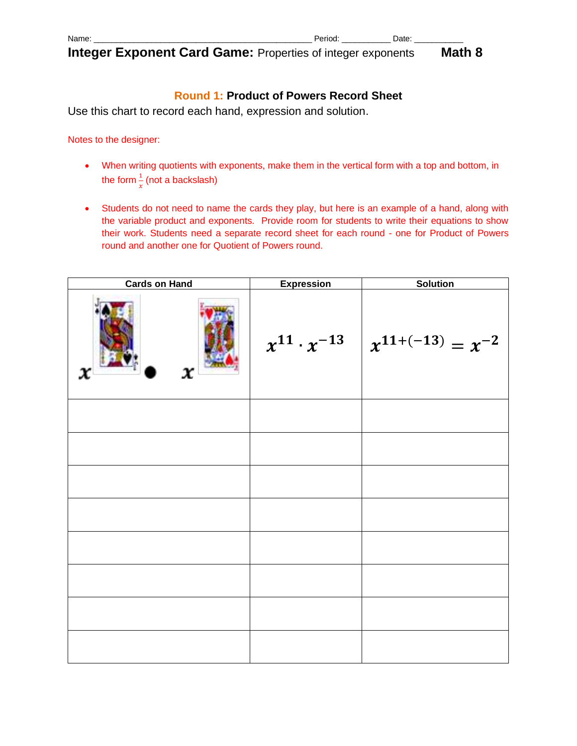Name: _______________________________________________ Period: __________ Date: ___________

**Integer Exponent Card Game:** Properties of integer exponents **Math 8**

## Round 1: Product of Powers Record Sheet

Use this chart to record each hand, expression and solution.

Notes to the designer:

- When writing quotients with exponents, make them in the vertical form with a top and bottom, in the form $\frac{1}{x}$ (not a backslash)
- Students do not need to name the cards they play, but here is an example of a hand, along with the variable product and exponents. Provide room for students to write their equations to show their work. Students need a separate record sheet for each round - one for Product of Powers round and another one for Quotient of Powers round.

| Cards on Hand | Expression | Solution |
|---|---|---|
| x (Jack of spades) • x (King of hearts) | $x^{11} \cdot x^{-13}$ | $x^{11+(-13)} = x^{-2}$ |
| | | |
| | | |
| | | |
| | | |
| | | |
| | | |
| | | |
| | | |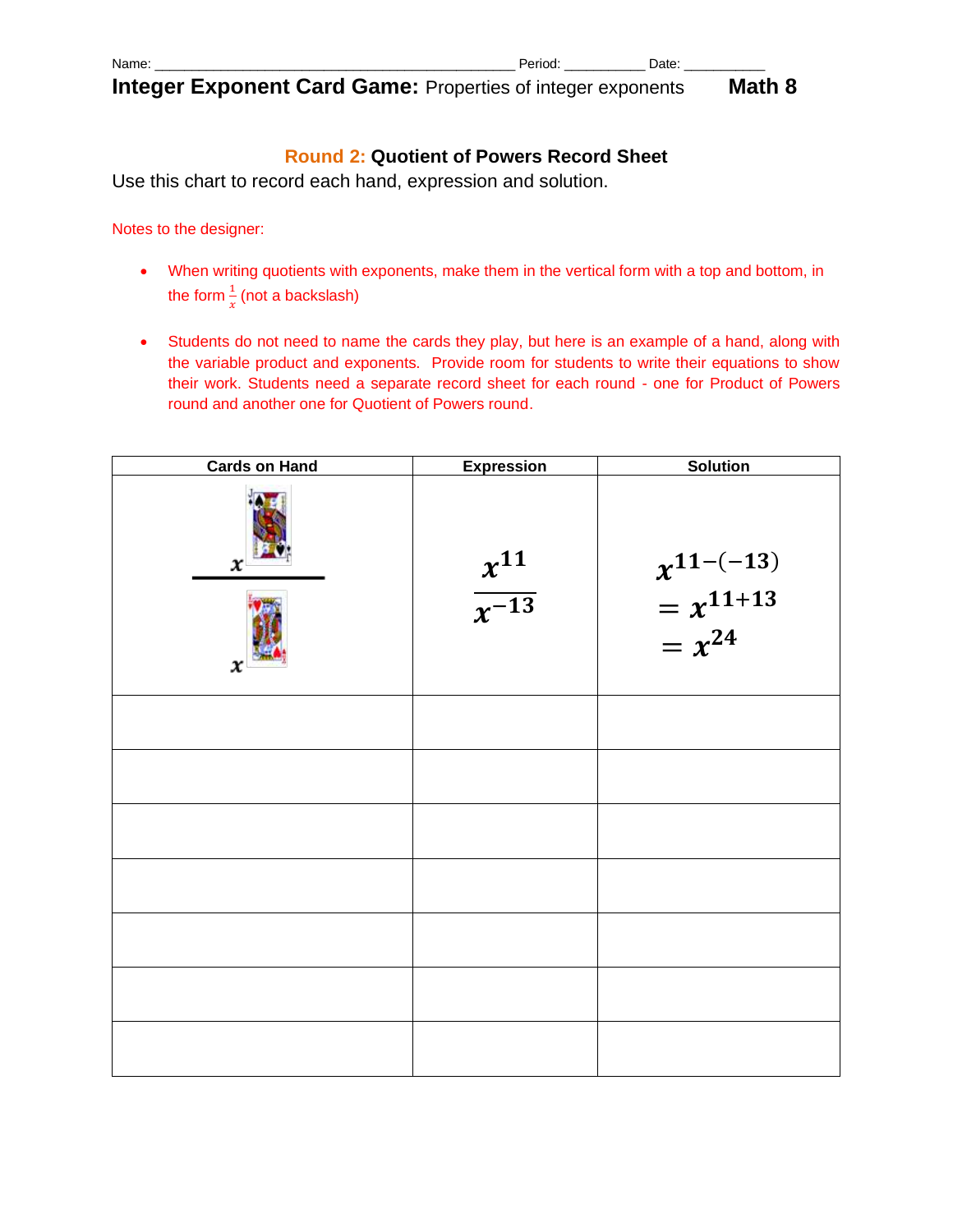Name: _______________________________________________ Period: __________ Date: ___________

**Integer Exponent Card Game:** Properties of integer exponents **Math 8**

## Round 2: Quotient of Powers Record Sheet

Use this chart to record each hand, expression and solution.

Notes to the designer:

- When writing quotients with exponents, make them in the vertical form with a top and bottom, in the form $\frac{1}{x}$ (not a backslash)
- Students do not need to name the cards they play, but here is an example of a hand, along with the variable product and exponents. Provide room for students to write their equations to show their work. Students need a separate record sheet for each round - one for Product of Powers round and another one for Quotient of Powers round.

| Cards on Hand | Expression | Solution |
|---|---|---|
| $\frac{x^{J}}{x^{K}}$ | $\frac{x^{11}}{x^{-13}}$ | $x^{11-(-13)}$ $= x^{11+13}$ $= x^{24}$ |
| | | |
| | | |
| | | |
| | | |
| | | |
| | | |
| | | |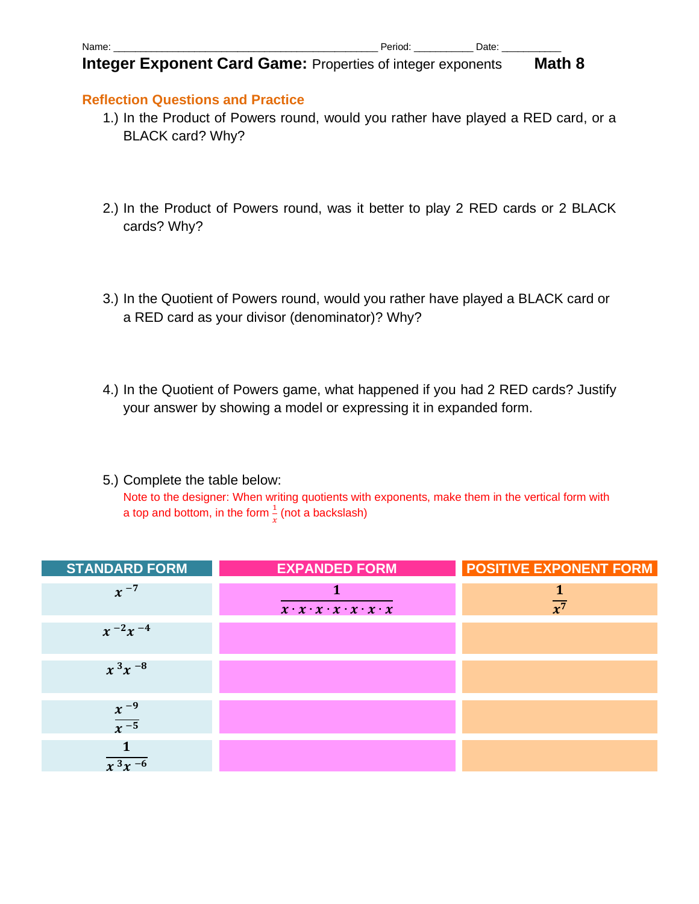Name: ____________________________________________ Period: __________ Date: ___________

# Integer Exponent Card Game: Properties of integer exponents Math 8

## Reflection Questions and Practice

1.) In the Product of Powers round, would you rather have played a RED card, or a BLACK card? Why?

2.) In the Product of Powers round, was it better to play 2 RED cards or 2 BLACK cards? Why?

3.) In the Quotient of Powers round, would you rather have played a BLACK card or a RED card as your divisor (denominator)? Why?

4.) In the Quotient of Powers game, what happened if you had 2 RED cards? Justify your answer by showing a model or expressing it in expanded form.

5.) Complete the table below:

Note to the designer: When writing quotients with exponents, make them in the vertical form with a top and bottom, in the form $\frac{1}{x}$ (not a backslash)

| STANDARD FORM | EXPANDED FORM | POSITIVE EXPONENT FORM |
|---|---|---|
| $x^{-7}$ | $\frac{1}{x \cdot x \cdot x \cdot x \cdot x \cdot x \cdot x}$ | $\frac{1}{x^7}$ |
| $x^{-2}x^{-4}$ | | |
| $x^{3}x^{-8}$ | | |
| $\frac{x^{-9}}{x^{-5}}$ | | |
| $\frac{1}{x^{3}x^{-6}}$ | | |